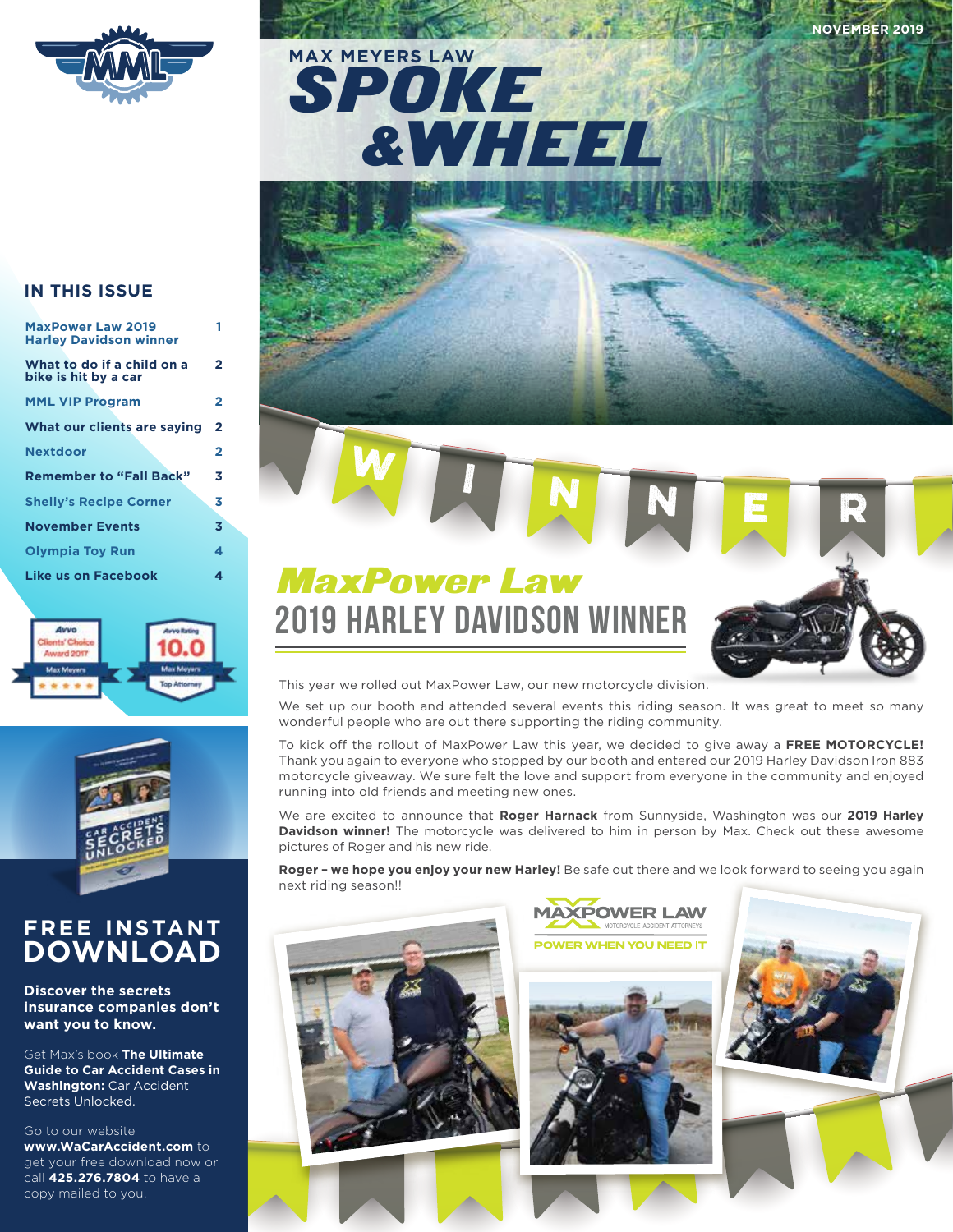NOVEMBER 2019

# MAX MEYERS LAW SPOKE & WHEEL

## IN THIS ISSUE

| | |
|---|---|
| MaxPower Law 2019 Harley Davidson winner | 1 |
| What to do if a child on a bike is hit by a car | 2 |
| MML VIP Program | 2 |
| What our clients are saying | 2 |
| Nextdoor | 2 |
| Remember to "Fall Back" | 3 |
| Shelly's Recipe Corner | 3 |
| November Events | 3 |
| Olympia Toy Run | 4 |
| Like us on Facebook | 4 |

## FREE INSTANT DOWNLOAD

**Discover the secrets insurance companies don't want you to know.**

Get Max's book **The Ultimate Guide to Car Accident Cases in Washington:** Car Accident Secrets Unlocked.

Go to our website **www.WaCarAccident.com** to get your free download now or call **425.276.7804** to have a copy mailed to you.

WINNER

## *MaxPower Law* 2019 HARLEY DAVIDSON WINNER

This year we rolled out MaxPower Law, our new motorcycle division.

We set up our booth and attended several events this riding season. It was great to meet so many wonderful people who are out there supporting the riding community.

To kick off the rollout of MaxPower Law this year, we decided to give away a **FREE MOTORCYCLE!** Thank you again to everyone who stopped by our booth and entered our 2019 Harley Davidson Iron 883 motorcycle giveaway. We sure felt the love and support from everyone in the community and enjoyed running into old friends and meeting new ones.

We are excited to announce that **Roger Harnack** from Sunnyside, Washington was our **2019 Harley Davidson winner!** The motorcycle was delivered to him in person by Max. Check out these awesome pictures of Roger and his new ride.

**Roger – we hope you enjoy your new Harley!** Be safe out there and we look forward to seeing you again next riding season!!

MAXPOWER LAW
MOTORCYCLE ACCIDENT ATTORNEYS
POWER WHEN YOU NEED IT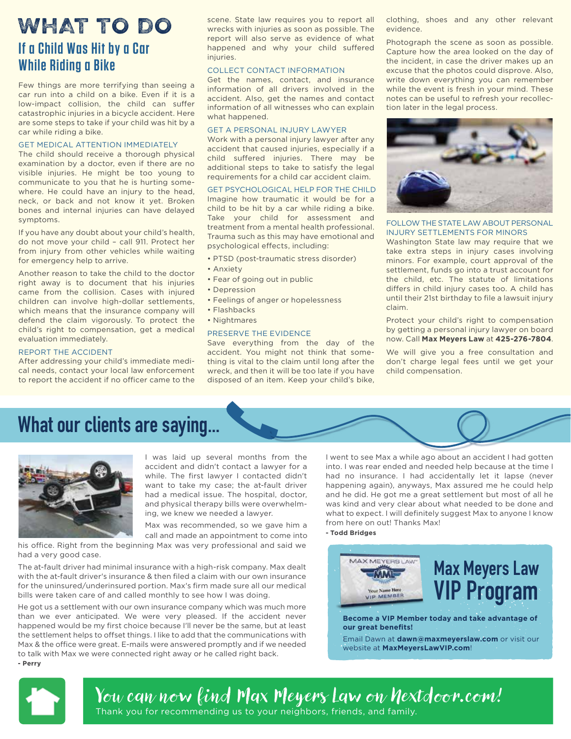# WHAT TO DO

## If a Child Was Hit by a Car While Riding a Bike

Few things are more terrifying than seeing a car run into a child on a bike. Even if it is a low-impact collision, the child can suffer catastrophic injuries in a bicycle accident. Here are some steps to take if your child was hit by a car while riding a bike.

### GET MEDICAL ATTENTION IMMEDIATELY

The child should receive a thorough physical examination by a doctor, even if there are no visible injuries. He might be too young to communicate to you that he is hurting somewhere. He could have an injury to the head, neck, or back and not know it yet. Broken bones and internal injuries can have delayed symptoms.

If you have any doubt about your child's health, do not move your child – call 911. Protect her from injury from other vehicles while waiting for emergency help to arrive.

Another reason to take the child to the doctor right away is to document that his injuries came from the collision. Cases with injured children can involve high-dollar settlements, which means that the insurance company will defend the claim vigorously. To protect the child's right to compensation, get a medical evaluation immediately.

### REPORT THE ACCIDENT

After addressing your child's immediate medical needs, contact your local law enforcement to report the accident if no officer came to the scene. State law requires you to report all wrecks with injuries as soon as possible. The report will also serve as evidence of what happened and why your child suffered injuries.

### COLLECT CONTACT INFORMATION

Get the names, contact, and insurance information of all drivers involved in the accident. Also, get the names and contact information of all witnesses who can explain what happened.

### GET A PERSONAL INJURY LAWYER

Work with a personal injury lawyer after any accident that caused injuries, especially if a child suffered injuries. There may be additional steps to take to satisfy the legal requirements for a child car accident claim.

### GET PSYCHOLOGICAL HELP FOR THE CHILD

Imagine how traumatic it would be for a child to be hit by a car while riding a bike. Take your child for assessment and treatment from a mental health professional. Trauma such as this may have emotional and psychological effects, including:

- PTSD (post-traumatic stress disorder)
- Anxiety
- Fear of going out in public
- Depression
- Feelings of anger or hopelessness
- Flashbacks
- Nightmares

### PRESERVE THE EVIDENCE

Save everything from the day of the accident. You might not think that something is vital to the claim until long after the wreck, and then it will be too late if you have disposed of an item. Keep your child's bike, clothing, shoes and any other relevant evidence.

Photograph the scene as soon as possible. Capture how the area looked on the day of the incident, in case the driver makes up an excuse that the photos could disprove. Also, write down everything you can remember while the event is fresh in your mind. These notes can be useful to refresh your recollection later in the legal process.

### FOLLOW THE STATE LAW ABOUT PERSONAL INJURY SETTLEMENTS FOR MINORS

Washington State law may require that we take extra steps in injury cases involving minors. For example, court approval of the settlement, funds go into a trust account for the child, etc. The statute of limitations differs in child injury cases too. A child has until their 21st birthday to file a lawsuit injury claim.

Protect your child's right to compensation by getting a personal injury lawyer on board now. Call **Max Meyers Law** at **425-276-7804**.

We will give you a free consultation and don't charge legal fees until we get your child compensation.

# What our clients are saying...

I was laid up several months from the accident and didn't contact a lawyer for a while. The first lawyer I contacted didn't want to take my case; the at-fault driver had a medical issue. The hospital, doctor, and physical therapy bills were overwhelming, we knew we needed a lawyer.

Max was recommended, so we gave him a call and made an appointment to come into his office. Right from the beginning Max was very professional and said we had a very good case.

The at-fault driver had minimal insurance with a high-risk company. Max dealt with the at-fault driver's insurance & then filed a claim with our own insurance for the uninsured/underinsured portion. Max's firm made sure all our medical bills were taken care of and called monthly to see how I was doing.

He got us a settlement with our own insurance company which was much more than we ever anticipated. We were very pleased. If the accident never happened would be my first choice because I'll never be the same, but at least the settlement helps to offset things. I like to add that the communications with Max & the office were great. E-mails were answered promptly and if we needed to talk with Max we were connected right away or he called right back.

**- Perry**

I went to see Max a while ago about an accident I had gotten into. I was rear ended and needed help because at the time I had no insurance. I had accidentally let it lapse (never happening again), anyways, Max assured me he could help and he did. He got me a great settlement but most of all he was kind and very clear about what needed to be done and what to expect. I will definitely suggest Max to anyone I know from here on out! Thanks Max!

**- Todd Bridges**

## Max Meyers Law VIP Program

**Become a VIP Member today and take advantage of our great benefits!**

Email Dawn at **dawn@maxmeyerslaw.com** or visit our website at **MaxMeyersLawVIP.com**!

## You can now find Max Meyers Law on Nextdoor.com!

Thank you for recommending us to your neighbors, friends, and family.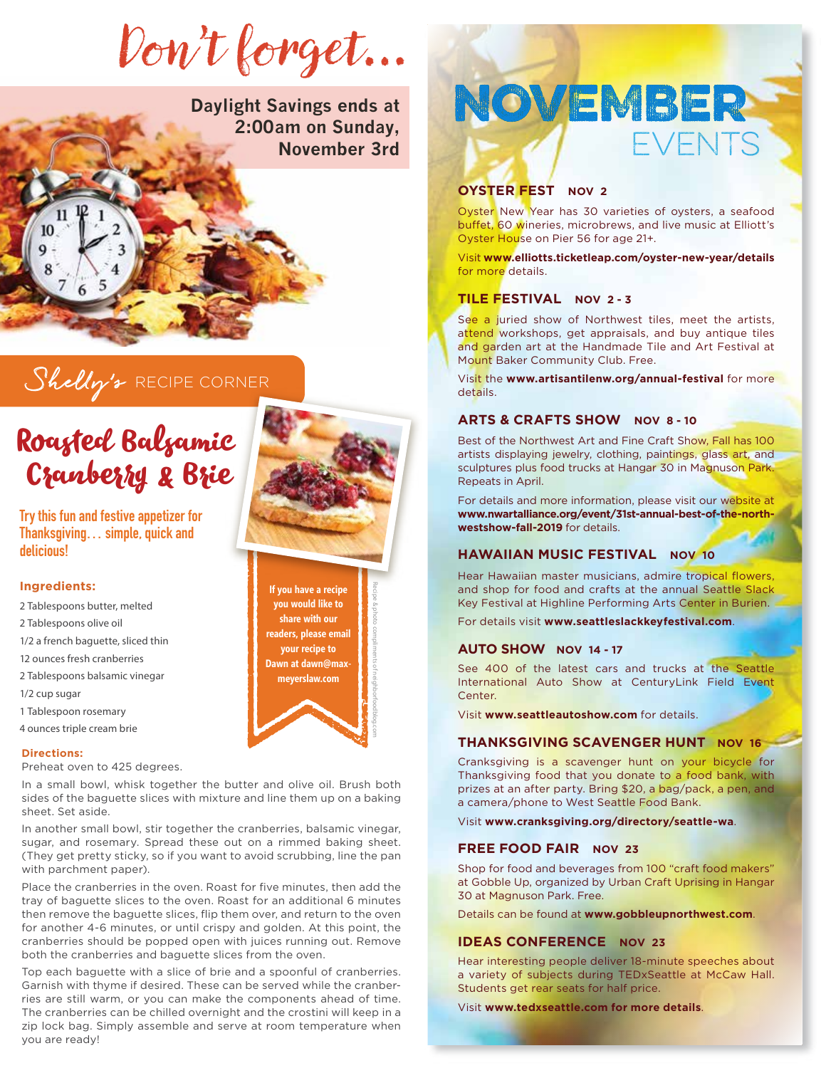# Don't forget...

**Daylight Savings ends at 2:00am on Sunday, November 3rd**

## Shelly's RECIPE CORNER

# Roasted Balsamic Cranberry & Brie

**Try this fun and festive appetizer for Thanksgiving... simple, quick and delicious!**

**If you have a recipe you would like to share with our readers, please email your recipe to Dawn at dawn@max-meyerslaw.com**

Recipe & photo compliments of freighborfoodblog.com

### Ingredients:

2 Tablespoons butter, melted
2 Tablespoons olive oil
1/2 a french baguette, sliced thin
12 ounces fresh cranberries
2 Tablespoons balsamic vinegar
1/2 cup sugar
1 Tablespoon rosemary
4 ounces triple cream brie

### Directions:

Preheat oven to 425 degrees.

In a small bowl, whisk together the butter and olive oil. Brush both sides of the baguette slices with mixture and line them up on a baking sheet. Set aside.

In another small bowl, stir together the cranberries, balsamic vinegar, sugar, and rosemary. Spread these out on a rimmed baking sheet. (They get pretty sticky, so if you want to avoid scrubbing, line the pan with parchment paper).

Place the cranberries in the oven. Roast for five minutes, then add the tray of baguette slices to the oven. Roast for an additional 6 minutes then remove the baguette slices, flip them over, and return to the oven for another 4-6 minutes, or until crispy and golden. At this point, the cranberries should be popped open with juices running out. Remove both the cranberries and baguette slices from the oven.

Top each baguette with a slice of brie and a spoonful of cranberries. Garnish with thyme if desired. These can be served while the cranberries are still warm, or you can make the components ahead of time. The cranberries can be chilled overnight and the crostini will keep in a zip lock bag. Simply assemble and serve at room temperature when you are ready!

# NOVEMBER EVENTS

### OYSTER FEST NOV 2

Oyster New Year has 30 varieties of oysters, a seafood buffet, 60 wineries, microbrews, and live music at Elliott's Oyster House on Pier 56 for age 21+.

Visit **www.elliotts.ticketleap.com/oyster-new-year/details** for more details.

### TILE FESTIVAL NOV 2 - 3

See a juried show of Northwest tiles, meet the artists, attend workshops, get appraisals, and buy antique tiles and garden art at the Handmade Tile and Art Festival at Mount Baker Community Club. Free.

Visit the **www.artisantilenw.org/annual-festival** for more details.

### ARTS & CRAFTS SHOW NOV 8 - 10

Best of the Northwest Art and Fine Craft Show, Fall has 100 artists displaying jewelry, clothing, paintings, glass art, and sculptures plus food trucks at Hangar 30 in Magnuson Park. Repeats in April.

For details and more information, please visit our website at **www.nwartalliance.org/event/31st-annual-best-of-the-north-westshow-fall-2019** for details.

### HAWAIIAN MUSIC FESTIVAL NOV 10

Hear Hawaiian master musicians, admire tropical flowers, and shop for food and crafts at the annual Seattle Slack Key Festival at Highline Performing Arts Center in Burien.

For details visit **www.seattleslackkeyfestival.com**.

### AUTO SHOW NOV 14 - 17

See 400 of the latest cars and trucks at the Seattle International Auto Show at CenturyLink Field Event Center.

Visit **www.seattleautoshow.com** for details.

### THANKSGIVING SCAVENGER HUNT NOV 16

Cranksgiving is a scavenger hunt on your bicycle for Thanksgiving food that you donate to a food bank, with prizes at an after party. Bring $20, a bag/pack, a pen, and a camera/phone to West Seattle Food Bank.

Visit **www.cranksgiving.org/directory/seattle-wa**.

### FREE FOOD FAIR NOV 23

Shop for food and beverages from 100 "craft food makers" at Gobble Up, organized by Urban Craft Uprising in Hangar 30 at Magnuson Park. Free.

Details can be found at **www.gobbleupnorthwest.com**.

### IDEAS CONFERENCE NOV 23

Hear interesting people deliver 18-minute speeches about a variety of subjects during TEDxSeattle at McCaw Hall. Students get rear seats for half price.

Visit **www.tedxseattle.com for more details**.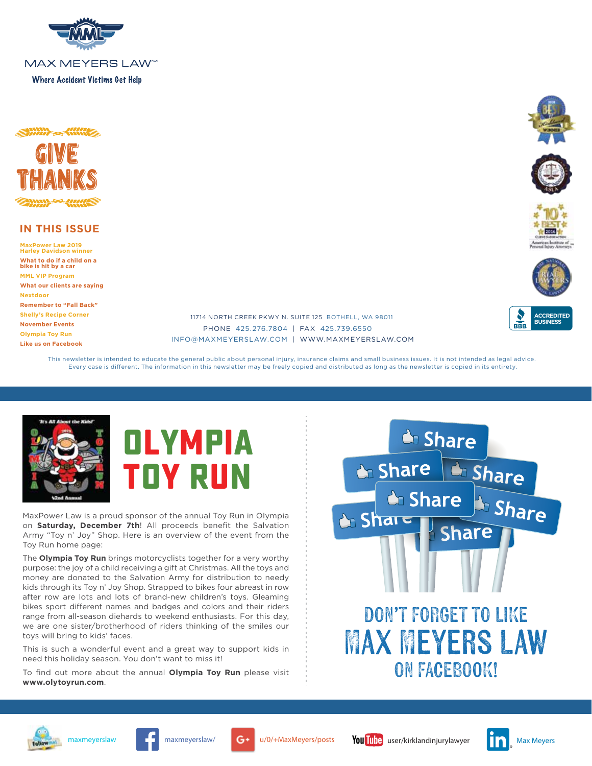MAX MEYERS LAW

Where Accident Victims Get Help

GIVE THANKS

## IN THIS ISSUE

- MaxPower Law 2019 Harley Davidson winner
- What to do if a child on a bike is hit by a car
- MML VIP Program
- What our clients are saying
- Nextdoor
- Remember to "Fall Back"
- Shelly's Recipe Corner
- November Events
- Olympia Toy Run
- Like us on Facebook

11714 NORTH CREEK PKWY N. SUITE 125 BOTHELL, WA 98011

PHONE 425.276.7804 | FAX 425.739.6550

INFO@MAXMEYERSLAW.COM | WWW.MAXMEYERSLAW.COM

ACCREDITED BUSINESS

This newsletter is intended to educate the general public about personal injury, insurance claims and small business issues. It is not intended as legal advice. Every case is different. The information in this newsletter may be freely copied and distributed as long as the newsletter is copied in its entirety.

## OLYMPIA TOY RUN

MaxPower Law is a proud sponsor of the annual Toy Run in Olympia on **Saturday, December 7th**! All proceeds benefit the Salvation Army "Toy n' Joy" Shop. Here is an overview of the event from the Toy Run home page:

The **Olympia Toy Run** brings motorcyclists together for a very worthy purpose: the joy of a child receiving a gift at Christmas. All the toys and money are donated to the Salvation Army for distribution to needy kids through its Toy n' Joy Shop. Strapped to bikes four abreast in row after row are lots and lots of brand-new children's toys. Gleaming bikes sport different names and badges and colors and their riders range from all-season diehards to weekend enthusiasts. For this day, we are one sister/brotherhood of riders thinking of the smiles our toys will bring to kids' faces.

This is such a wonderful event and a great way to support kids in need this holiday season. You don't want to miss it!

To find out more about the annual **Olympia Toy Run** please visit **www.olytoyrun.com**.

## DON'T FORGET TO LIKE MAX MEYERS LAW ON FACEBOOK!

maxmeyerslaw | maxmeyerslaw/ | u/0/+MaxMeyers/posts | user/kirklandinjurylawyer | Max Meyers